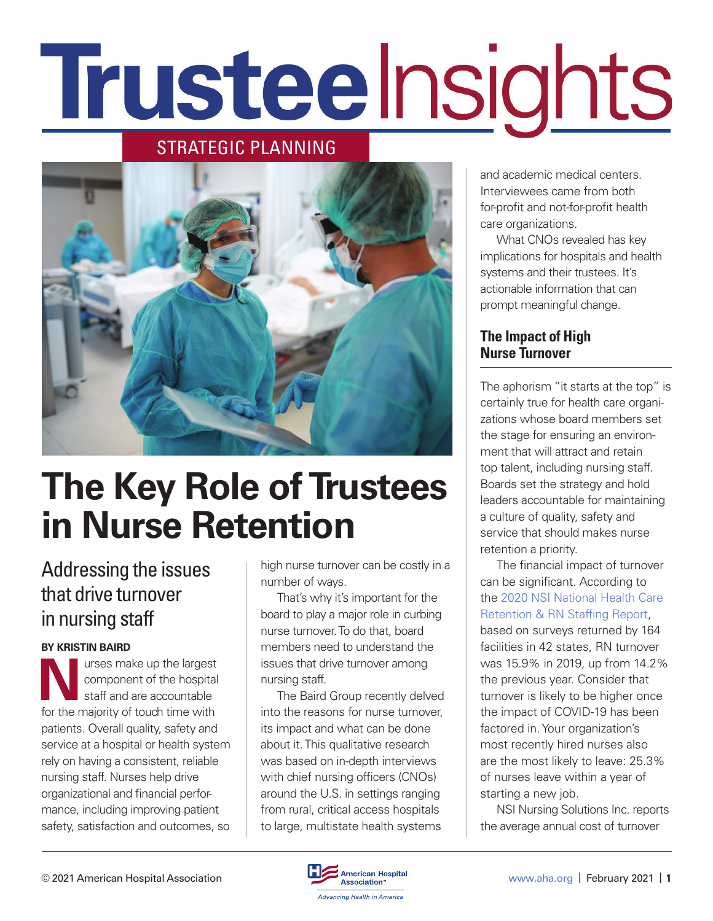# Trustee Insights

STRATEGIC PLANNING

# The Key Role of Trustees in Nurse Retention

## Addressing the issues that drive turnover in nursing staff

**BY KRISTIN BAIRD**

Nurses make up the largest component of the hospital staff and are accountable for the majority of touch time with patients. Overall quality, safety and service at a hospital or health system rely on having a consistent, reliable nursing staff. Nurses help drive organizational and financial performance, including improving patient safety, satisfaction and outcomes, so high nurse turnover can be costly in a number of ways.

That's why it's important for the board to play a major role in curbing nurse turnover. To do that, board members need to understand the issues that drive turnover among nursing staff.

The Baird Group recently delved into the reasons for nurse turnover, its impact and what can be done about it. This qualitative research was based on in-depth interviews with chief nursing officers (CNOs) around the U.S. in settings ranging from rural, critical access hospitals to large, multistate health systems and academic medical centers. Interviewees came from both for-profit and not-for-profit health care organizations.

What CNOs revealed has key implications for hospitals and health systems and their trustees. It's actionable information that can prompt meaningful change.

### The Impact of High Nurse Turnover

The aphorism "it starts at the top" is certainly true for health care organizations whose board members set the stage for ensuring an environment that will attract and retain top talent, including nursing staff. Boards set the strategy and hold leaders accountable for maintaining a culture of quality, safety and service that should makes nurse retention a priority.

The financial impact of turnover can be significant. According to the 2020 NSI National Health Care Retention & RN Staffing Report, based on surveys returned by 164 facilities in 42 states, RN turnover was 15.9% in 2019, up from 14.2% the previous year. Consider that turnover is likely to be higher once the impact of COVID-19 has been factored in. Your organization's most recently hired nurses also are the most likely to leave: 25.3% of nurses leave within a year of starting a new job.

NSI Nursing Solutions Inc. reports the average annual cost of turnover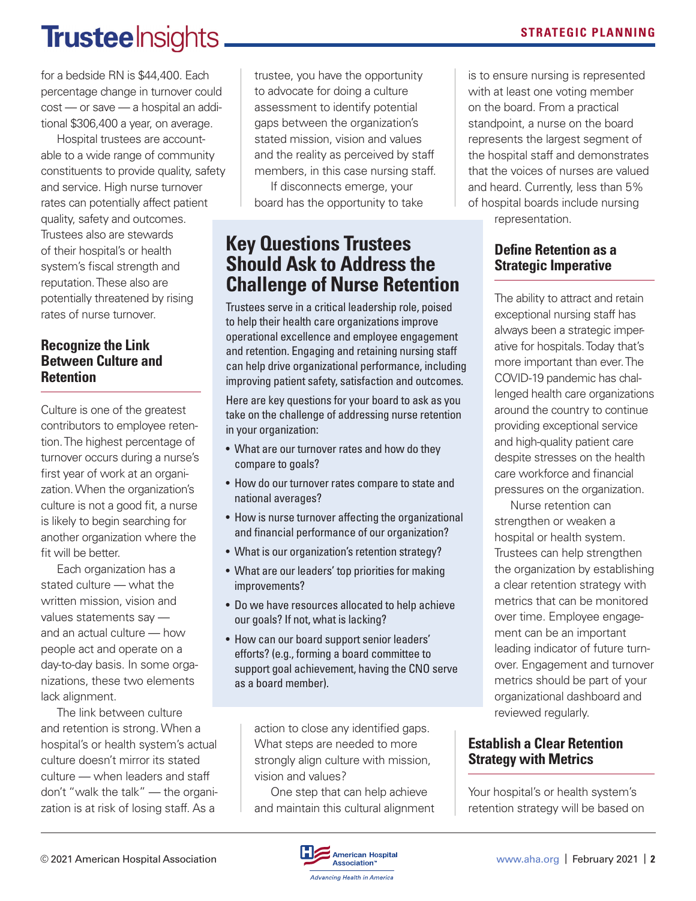for a bedside RN is $44,400. Each percentage change in turnover could cost — or save — a hospital an additional $306,400 a year, on average.

Hospital trustees are accountable to a wide range of community constituents to provide quality, safety and service. High nurse turnover rates can potentially affect patient quality, safety and outcomes. Trustees also are stewards of their hospital's or health system's fiscal strength and reputation. These also are potentially threatened by rising rates of nurse turnover.

### Recognize the Link Between Culture and Retention

Culture is one of the greatest contributors to employee retention. The highest percentage of turnover occurs during a nurse's first year of work at an organization. When the organization's culture is not a good fit, a nurse is likely to begin searching for another organization where the fit will be better.

Each organization has a stated culture — what the written mission, vision and values statements say — and an actual culture — how people act and operate on a day-to-day basis. In some organizations, these two elements lack alignment.

The link between culture and retention is strong. When a hospital's or health system's actual culture doesn't mirror its stated culture — when leaders and staff don't "walk the talk" — the organization is at risk of losing staff. As a trustee, you have the opportunity to advocate for doing a culture assessment to identify potential gaps between the organization's stated mission, vision and values and the reality as perceived by staff members, in this case nursing staff.

If disconnects emerge, your board has the opportunity to take action to close any identified gaps. What steps are needed to more strongly align culture with mission, vision and values?

One step that can help achieve and maintain this cultural alignment is to ensure nursing is represented with at least one voting member on the board. From a practical standpoint, a nurse on the board represents the largest segment of the hospital staff and demonstrates that the voices of nurses are valued and heard. Currently, less than 5% of hospital boards include nursing representation.

## Key Questions Trustees Should Ask to Address the Challenge of Nurse Retention

Trustees serve in a critical leadership role, poised to help their health care organizations improve operational excellence and employee engagement and retention. Engaging and retaining nursing staff can help drive organizational performance, including improving patient safety, satisfaction and outcomes.

Here are key questions for your board to ask as you take on the challenge of addressing nurse retention in your organization:

- What are our turnover rates and how do they compare to goals?
- How do our turnover rates compare to state and national averages?
- How is nurse turnover affecting the organizational and financial performance of our organization?
- What is our organization's retention strategy?
- What are our leaders' top priorities for making improvements?
- Do we have resources allocated to help achieve our goals? If not, what is lacking?
- How can our board support senior leaders' efforts? (e.g., forming a board committee to support goal achievement, having the CNO serve as a board member).

### Define Retention as a Strategic Imperative

The ability to attract and retain exceptional nursing staff has always been a strategic imperative for hospitals. Today that's more important than ever. The COVID-19 pandemic has challenged health care organizations around the country to continue providing exceptional service and high-quality patient care despite stresses on the health care workforce and financial pressures on the organization.

Nurse retention can strengthen or weaken a hospital or health system. Trustees can help strengthen the organization by establishing a clear retention strategy with metrics that can be monitored over time. Employee engagement can be an important leading indicator of future turnover. Engagement and turnover metrics should be part of your organizational dashboard and reviewed regularly.

### Establish a Clear Retention Strategy with Metrics

Your hospital's or health system's retention strategy will be based on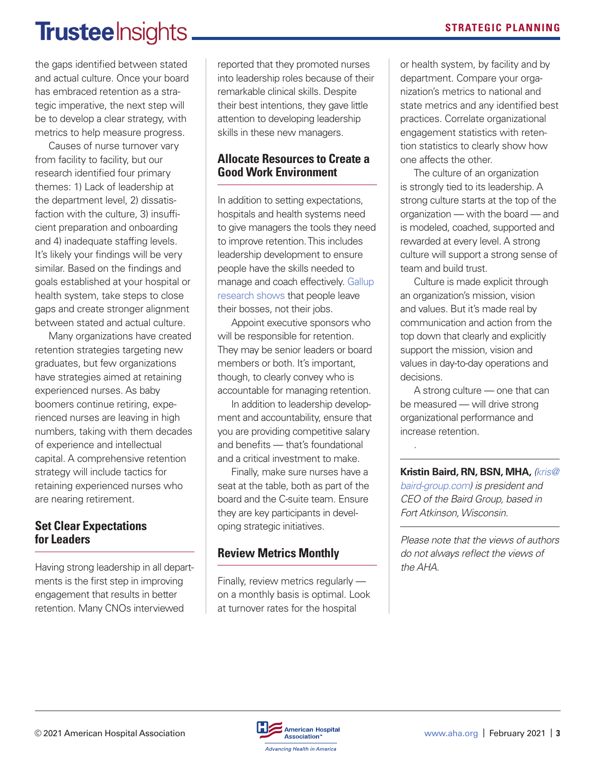the gaps identified between stated and actual culture. Once your board has embraced retention as a strategic imperative, the next step will be to develop a clear strategy, with metrics to help measure progress.

Causes of nurse turnover vary from facility to facility, but our research identified four primary themes: 1) Lack of leadership at the department level, 2) dissatisfaction with the culture, 3) insufficient preparation and onboarding and 4) inadequate staffing levels. It's likely your findings will be very similar. Based on the findings and goals established at your hospital or health system, take steps to close gaps and create stronger alignment between stated and actual culture.

Many organizations have created retention strategies targeting new graduates, but few organizations have strategies aimed at retaining experienced nurses. As baby boomers continue retiring, experienced nurses are leaving in high numbers, taking with them decades of experience and intellectual capital. A comprehensive retention strategy will include tactics for retaining experienced nurses who are nearing retirement.

## Set Clear Expectations for Leaders

Having strong leadership in all departments is the first step in improving engagement that results in better retention. Many CNOs interviewed reported that they promoted nurses into leadership roles because of their remarkable clinical skills. Despite their best intentions, they gave little attention to developing leadership skills in these new managers.

## Allocate Resources to Create a Good Work Environment

In addition to setting expectations, hospitals and health systems need to give managers the tools they need to improve retention. This includes leadership development to ensure people have the skills needed to manage and coach effectively. Gallup research shows that people leave their bosses, not their jobs.

Appoint executive sponsors who will be responsible for retention. They may be senior leaders or board members or both. It's important, though, to clearly convey who is accountable for managing retention.

In addition to leadership development and accountability, ensure that you are providing competitive salary and benefits — that's foundational and a critical investment to make.

Finally, make sure nurses have a seat at the table, both as part of the board and the C-suite team. Ensure they are key participants in developing strategic initiatives.

## Review Metrics Monthly

Finally, review metrics regularly — on a monthly basis is optimal. Look at turnover rates for the hospital or health system, by facility and by department. Compare your organization's metrics to national and state metrics and any identified best practices. Correlate organizational engagement statistics with retention statistics to clearly show how one affects the other.

The culture of an organization is strongly tied to its leadership. A strong culture starts at the top of the organization — with the board — and is modeled, coached, supported and rewarded at every level. A strong culture will support a strong sense of team and build trust.

Culture is made explicit through an organization's mission, vision and values. But it's made real by communication and action from the top down that clearly and explicitly support the mission, vision and values in day-to-day operations and decisions.

A strong culture — one that can be measured — will drive strong organizational performance and increase retention.

**Kristin Baird, RN, BSN, MHA,** *(kris@baird-group.com) is president and CEO of the Baird Group, based in Fort Atkinson, Wisconsin.*

*Please note that the views of authors do not always reflect the views of the AHA.*